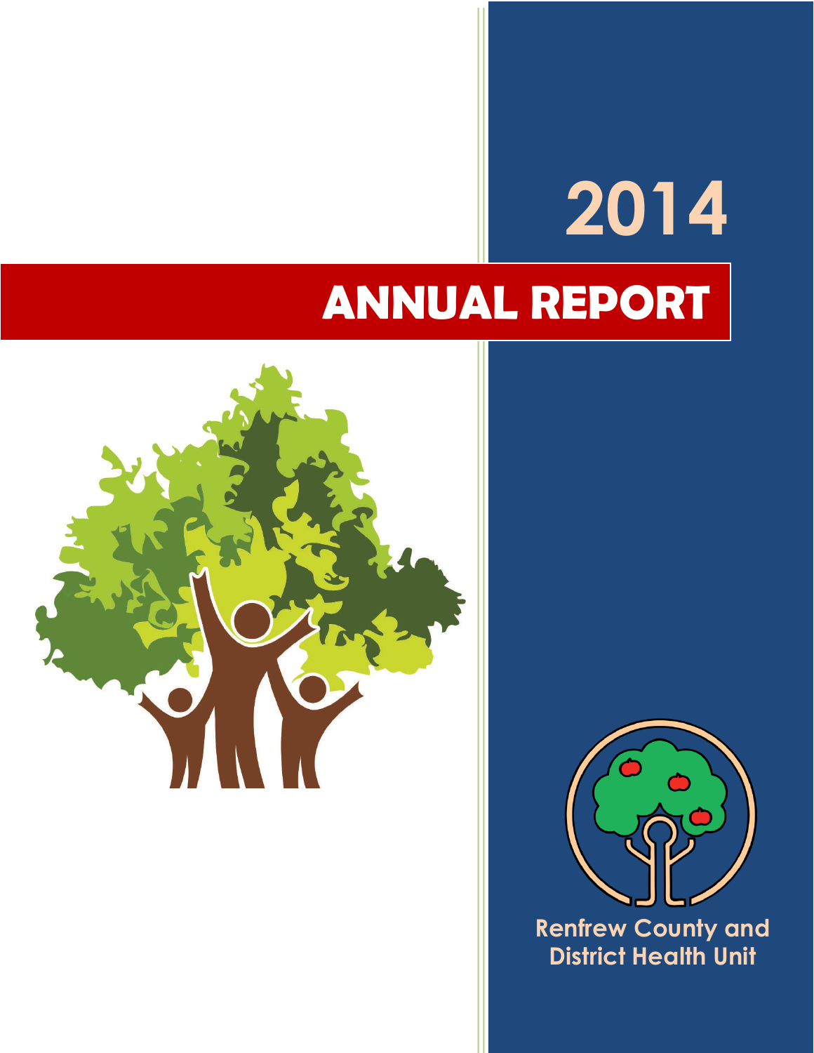# 2014

# ANNUAL REPORT

Renfrew County and District Health Unit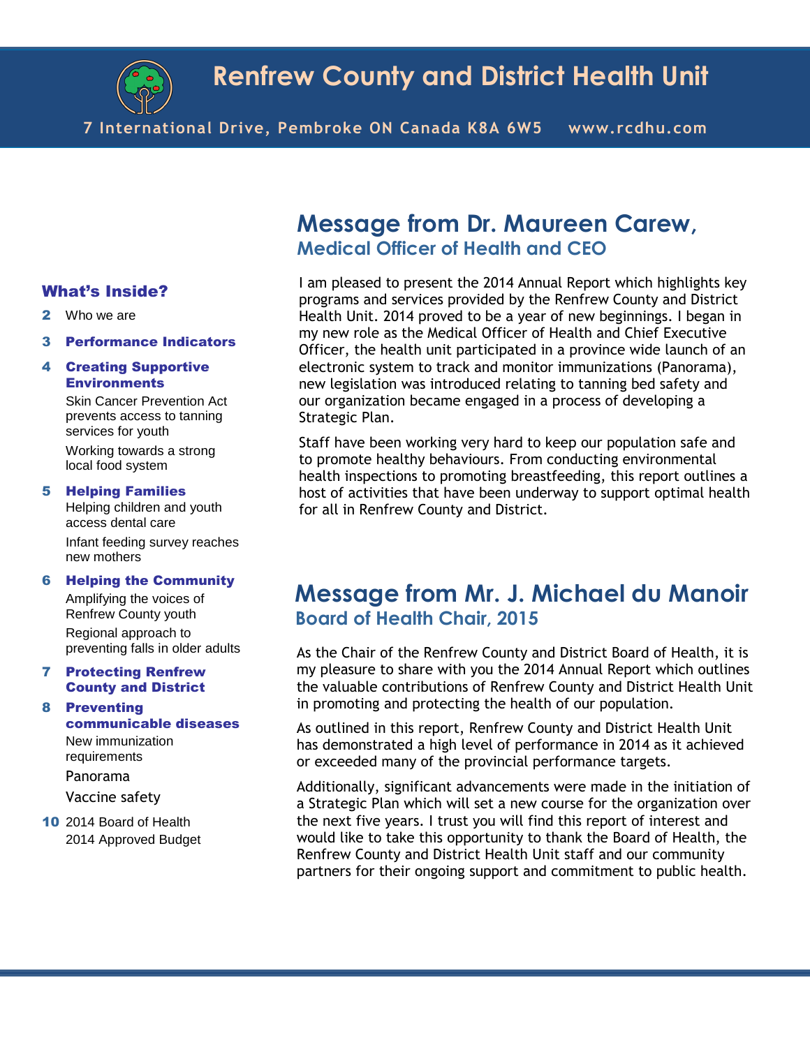# Renfrew County and District Health Unit

**7 International Drive, Pembroke ON Canada K8A 6W5 www.rcdhu.com**

## What's Inside?

- **2** Who we are
- **3** **Performance Indicators**
- **4** **Creating Supportive Environments**
  - Skin Cancer Prevention Act prevents access to tanning services for youth
  - Working towards a strong local food system
- **5** **Helping Families**
  - Helping children and youth access dental care
  - Infant feeding survey reaches new mothers
- **6** **Helping the Community**
  - Amplifying the voices of Renfrew County youth
  - Regional approach to preventing falls in older adults
- **7** **Protecting Renfrew County and District**
- **8** **Preventing communicable diseases**
  - New immunization requirements
  - Panorama
  - Vaccine safety
- **10** 2014 Board of Health
  - 2014 Approved Budget

## Message from Dr. Maureen Carew,

### Medical Officer of Health and CEO

I am pleased to present the 2014 Annual Report which highlights key programs and services provided by the Renfrew County and District Health Unit. 2014 proved to be a year of new beginnings. I began in my new role as the Medical Officer of Health and Chief Executive Officer, the health unit participated in a province wide launch of an electronic system to track and monitor immunizations (Panorama), new legislation was introduced relating to tanning bed safety and our organization became engaged in a process of developing a Strategic Plan.

Staff have been working very hard to keep our population safe and to promote healthy behaviours. From conducting environmental health inspections to promoting breastfeeding, this report outlines a host of activities that have been underway to support optimal health for all in Renfrew County and District.

## Message from Mr. J. Michael du Manoir

### Board of Health Chair, 2015

As the Chair of the Renfrew County and District Board of Health, it is my pleasure to share with you the 2014 Annual Report which outlines the valuable contributions of Renfrew County and District Health Unit in promoting and protecting the health of our population.

As outlined in this report, Renfrew County and District Health Unit has demonstrated a high level of performance in 2014 as it achieved or exceeded many of the provincial performance targets.

Additionally, significant advancements were made in the initiation of a Strategic Plan which will set a new course for the organization over the next five years. I trust you will find this report of interest and would like to take this opportunity to thank the Board of Health, the Renfrew County and District Health Unit staff and our community partners for their ongoing support and commitment to public health.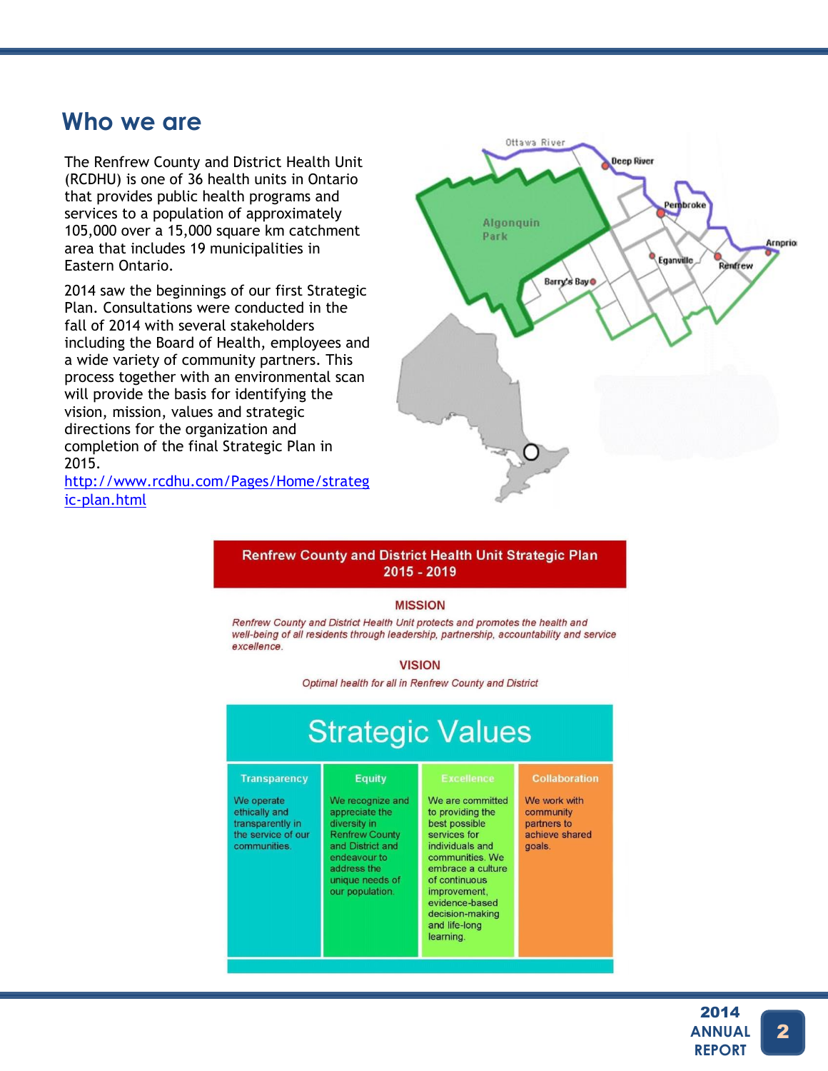## Who we are

The Renfrew County and District Health Unit (RCDHU) is one of 36 health units in Ontario that provides public health programs and services to a population of approximately 105,000 over a 15,000 square km catchment area that includes 19 municipalities in Eastern Ontario.

2014 saw the beginnings of our first Strategic Plan. Consultations were conducted in the fall of 2014 with several stakeholders including the Board of Health, employees and a wide variety of community partners. This process together with an environmental scan will provide the basis for identifying the vision, mission, values and strategic directions for the organization and completion of the final Strategic Plan in 2015.
http://www.rcdhu.com/Pages/Home/strategic-plan.html

**Renfrew County and District Health Unit Strategic Plan 2015 - 2019**

**MISSION**

*Renfrew County and District Health Unit protects and promotes the health and well-being of all residents through leadership, partnership, accountability and service excellence.*

**VISION**

*Optimal health for all in Renfrew County and District*

**Strategic Values**

| Transparency | Equity | Excellence | Collaboration |
|---|---|---|---|
| We operate ethically and transparently in the service of our communities. | We recognize and appreciate the diversity in Renfrew County and District and endeavour to address the unique needs of our population. | We are committed to providing the best possible services for individuals and communities. We embrace a culture of continuous improvement, evidence-based decision-making and life-long learning. | We work with community partners to achieve shared goals. |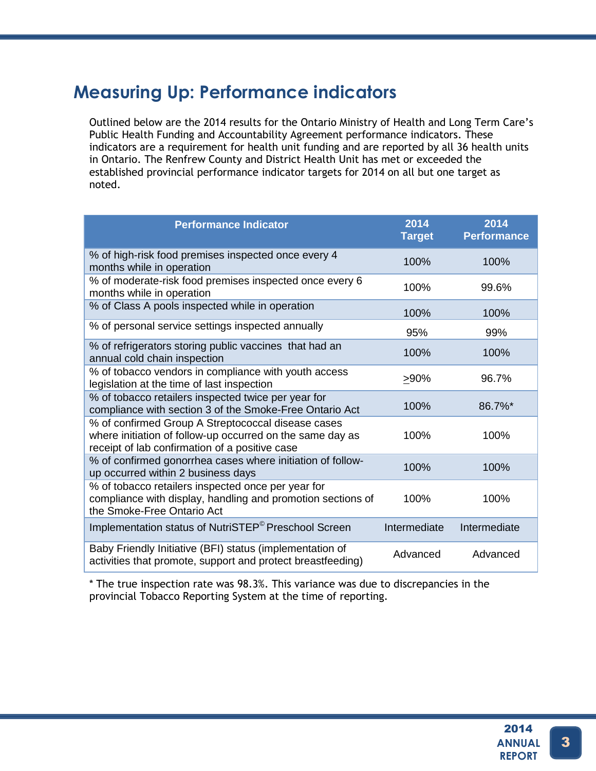# Measuring Up: Performance indicators

Outlined below are the 2014 results for the Ontario Ministry of Health and Long Term Care's Public Health Funding and Accountability Agreement performance indicators. These indicators are a requirement for health unit funding and are reported by all 36 health units in Ontario. The Renfrew County and District Health Unit has met or exceeded the established provincial performance indicator targets for 2014 on all but one target as noted.

| Performance Indicator | 2014 Target | 2014 Performance |
|---|---|---|
| % of high-risk food premises inspected once every 4 months while in operation | 100% | 100% |
| % of moderate-risk food premises inspected once every 6 months while in operation | 100% | 99.6% |
| % of Class A pools inspected while in operation | 100% | 100% |
| % of personal service settings inspected annually | 95% | 99% |
| % of refrigerators storing public vaccines that had an annual cold chain inspection | 100% | 100% |
| % of tobacco vendors in compliance with youth access legislation at the time of last inspection | ≥90% | 96.7% |
| % of tobacco retailers inspected twice per year for compliance with section 3 of the Smoke-Free Ontario Act | 100% | 86.7%* |
| % of confirmed Group A Streptococcal disease cases where initiation of follow-up occurred on the same day as receipt of lab confirmation of a positive case | 100% | 100% |
| % of confirmed gonorrhea cases where initiation of follow-up occurred within 2 business days | 100% | 100% |
| % of tobacco retailers inspected once per year for compliance with display, handling and promotion sections of the Smoke-Free Ontario Act | 100% | 100% |
| Implementation status of NutriSTEP© Preschool Screen | Intermediate | Intermediate |
| Baby Friendly Initiative (BFI) status (implementation of activities that promote, support and protect breastfeeding) | Advanced | Advanced |

* The true inspection rate was 98.3%. This variance was due to discrepancies in the provincial Tobacco Reporting System at the time of reporting.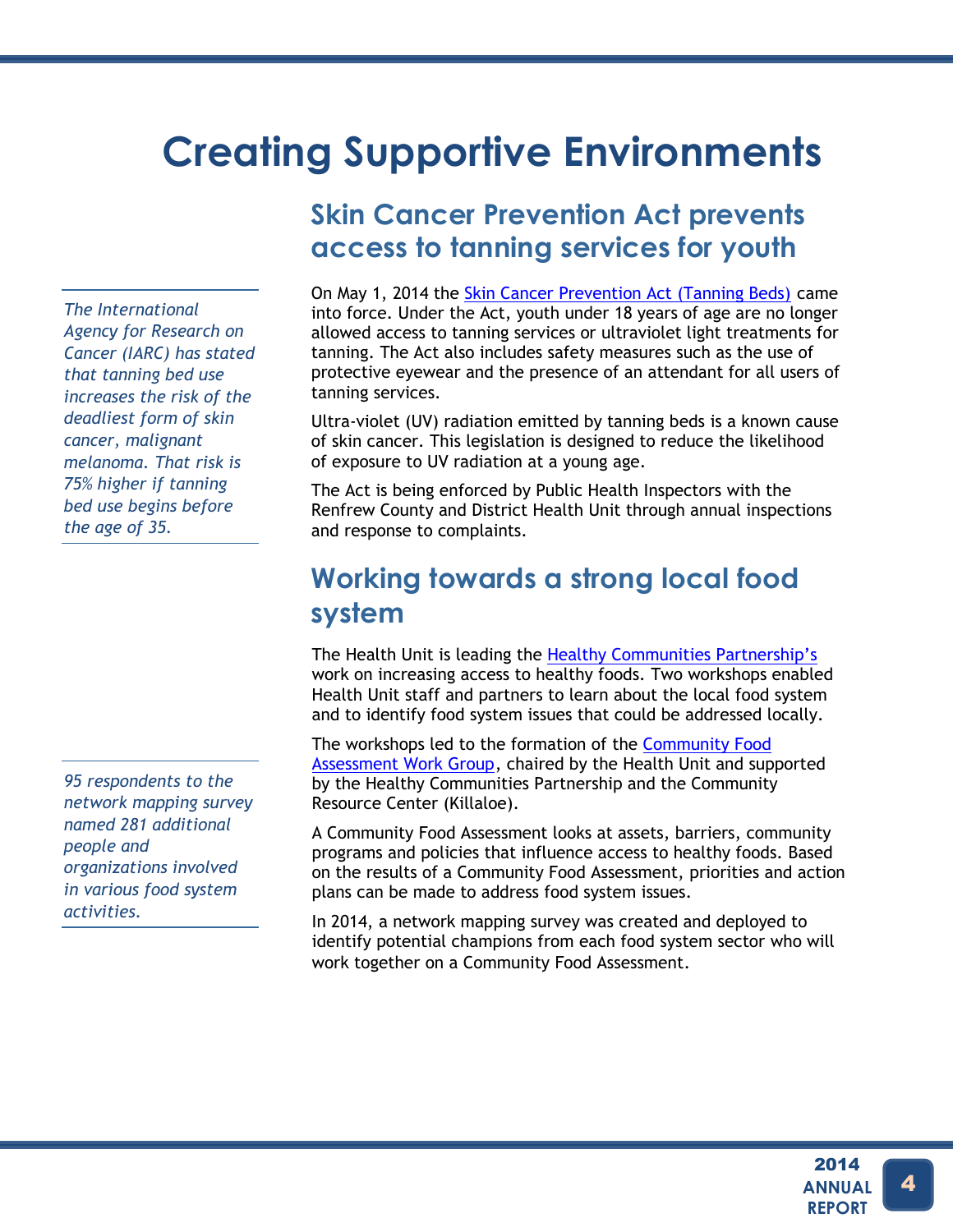# Creating Supportive Environments

## Skin Cancer Prevention Act prevents access to tanning services for youth

*The International Agency for Research on Cancer (IARC) has stated that tanning bed use increases the risk of the deadliest form of skin cancer, malignant melanoma. That risk is 75% higher if tanning bed use begins before the age of 35.*

On May 1, 2014 the Skin Cancer Prevention Act (Tanning Beds) came into force. Under the Act, youth under 18 years of age are no longer allowed access to tanning services or ultraviolet light treatments for tanning. The Act also includes safety measures such as the use of protective eyewear and the presence of an attendant for all users of tanning services.

Ultra-violet (UV) radiation emitted by tanning beds is a known cause of skin cancer. This legislation is designed to reduce the likelihood of exposure to UV radiation at a young age.

The Act is being enforced by Public Health Inspectors with the Renfrew County and District Health Unit through annual inspections and response to complaints.

## Working towards a strong local food system

The Health Unit is leading the Healthy Communities Partnership's work on increasing access to healthy foods. Two workshops enabled Health Unit staff and partners to learn about the local food system and to identify food system issues that could be addressed locally.

The workshops led to the formation of the Community Food Assessment Work Group, chaired by the Health Unit and supported by the Healthy Communities Partnership and the Community Resource Center (Killaloe).

*95 respondents to the network mapping survey named 281 additional people and organizations involved in various food system activities.*

A Community Food Assessment looks at assets, barriers, community programs and policies that influence access to healthy foods. Based on the results of a Community Food Assessment, priorities and action plans can be made to address food system issues.

In 2014, a network mapping survey was created and deployed to identify potential champions from each food system sector who will work together on a Community Food Assessment.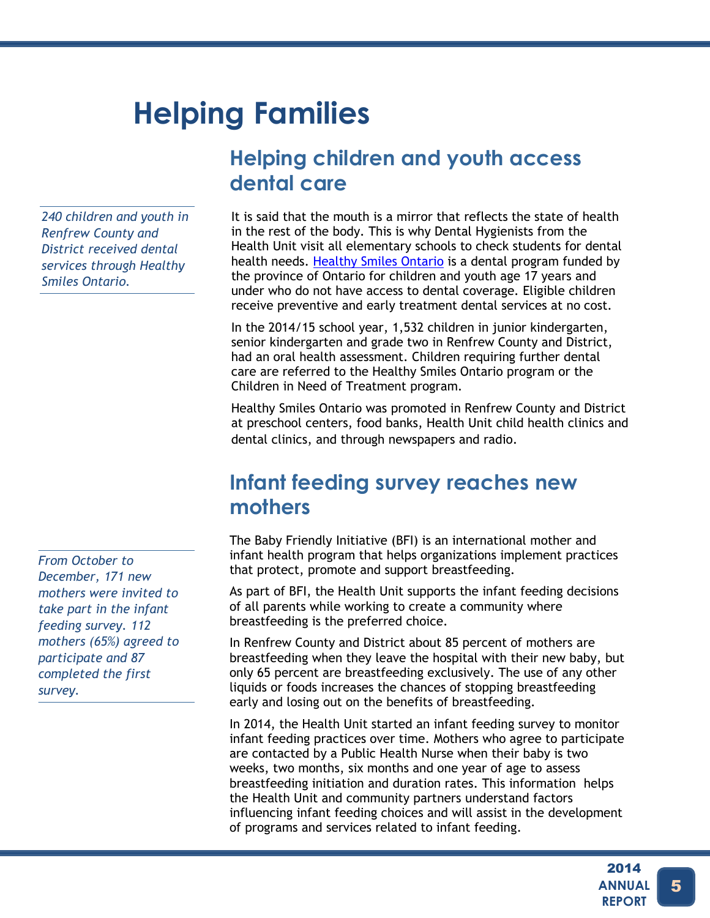# Helping Families

## Helping children and youth access dental care

*240 children and youth in Renfrew County and District received dental services through Healthy Smiles Ontario.*

It is said that the mouth is a mirror that reflects the state of health in the rest of the body. This is why Dental Hygienists from the Health Unit visit all elementary schools to check students for dental health needs. Healthy Smiles Ontario is a dental program funded by the province of Ontario for children and youth age 17 years and under who do not have access to dental coverage. Eligible children receive preventive and early treatment dental services at no cost.

In the 2014/15 school year, 1,532 children in junior kindergarten, senior kindergarten and grade two in Renfrew County and District, had an oral health assessment. Children requiring further dental care are referred to the Healthy Smiles Ontario program or the Children in Need of Treatment program.

Healthy Smiles Ontario was promoted in Renfrew County and District at preschool centers, food banks, Health Unit child health clinics and dental clinics, and through newspapers and radio.

## Infant feeding survey reaches new mothers

*From October to December, 171 new mothers were invited to take part in the infant feeding survey. 112 mothers (65%) agreed to participate and 87 completed the first survey.*

The Baby Friendly Initiative (BFI) is an international mother and infant health program that helps organizations implement practices that protect, promote and support breastfeeding.

As part of BFI, the Health Unit supports the infant feeding decisions of all parents while working to create a community where breastfeeding is the preferred choice.

In Renfrew County and District about 85 percent of mothers are breastfeeding when they leave the hospital with their new baby, but only 65 percent are breastfeeding exclusively. The use of any other liquids or foods increases the chances of stopping breastfeeding early and losing out on the benefits of breastfeeding.

In 2014, the Health Unit started an infant feeding survey to monitor infant feeding practices over time. Mothers who agree to participate are contacted by a Public Health Nurse when their baby is two weeks, two months, six months and one year of age to assess breastfeeding initiation and duration rates. This information helps the Health Unit and community partners understand factors influencing infant feeding choices and will assist in the development of programs and services related to infant feeding.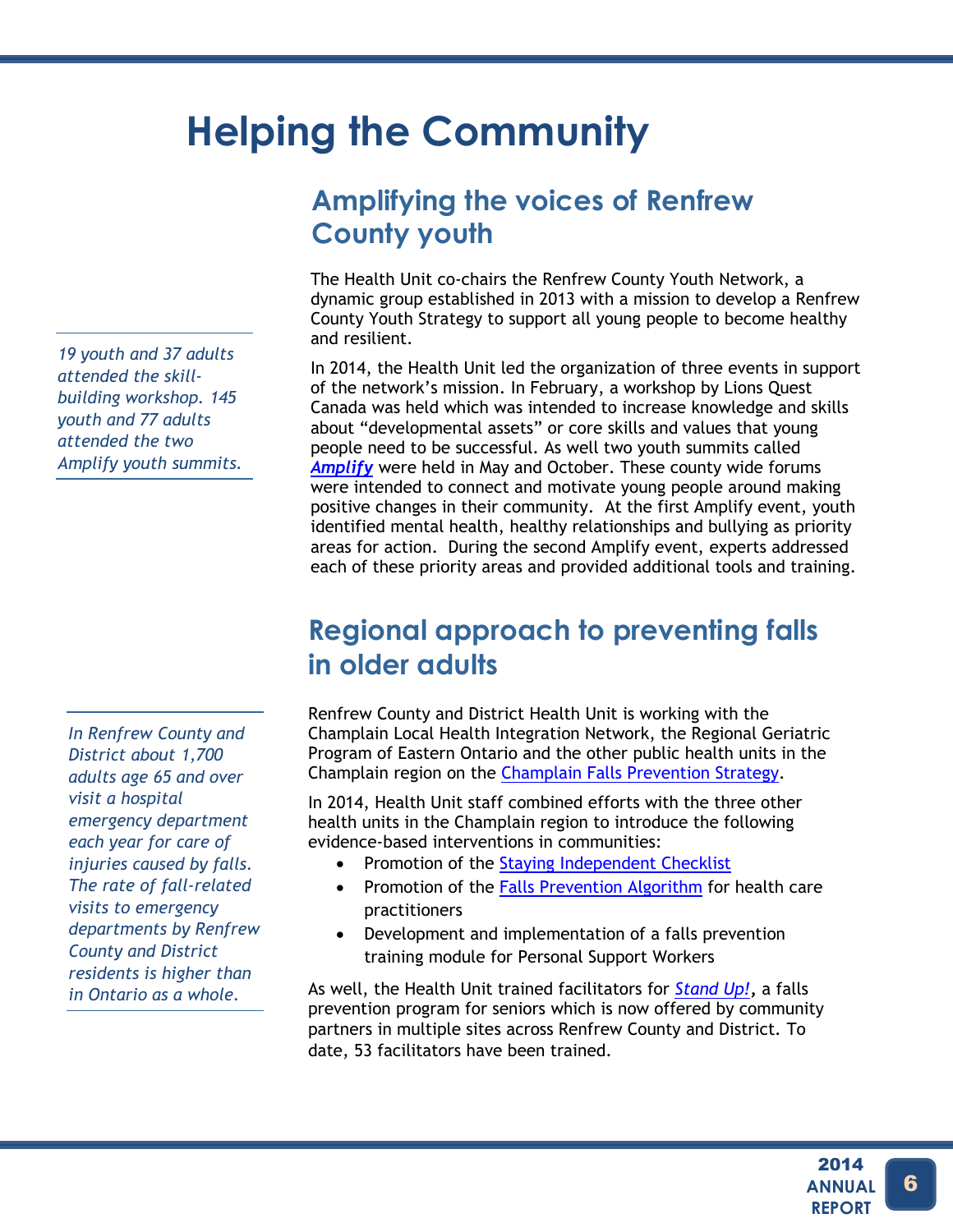# Helping the Community

## Amplifying the voices of Renfrew County youth

*19 youth and 37 adults attended the skill-building workshop. 145 youth and 77 adults attended the two Amplify youth summits.*

The Health Unit co-chairs the Renfrew County Youth Network, a dynamic group established in 2013 with a mission to develop a Renfrew County Youth Strategy to support all young people to become healthy and resilient.

In 2014, the Health Unit led the organization of three events in support of the network's mission. In February, a workshop by Lions Quest Canada was held which was intended to increase knowledge and skills about "developmental assets" or core skills and values that young people need to be successful. As well two youth summits called ***Amplify*** were held in May and October. These county wide forums were intended to connect and motivate young people around making positive changes in their community. At the first Amplify event, youth identified mental health, healthy relationships and bullying as priority areas for action. During the second Amplify event, experts addressed each of these priority areas and provided additional tools and training.

## Regional approach to preventing falls in older adults

*In Renfrew County and District about 1,700 adults age 65 and over visit a hospital emergency department each year for care of injuries caused by falls. The rate of fall-related visits to emergency departments by Renfrew County and District residents is higher than in Ontario as a whole.*

Renfrew County and District Health Unit is working with the Champlain Local Health Integration Network, the Regional Geriatric Program of Eastern Ontario and the other public health units in the Champlain region on the Champlain Falls Prevention Strategy.

In 2014, Health Unit staff combined efforts with the three other health units in the Champlain region to introduce the following evidence-based interventions in communities:

- Promotion of the Staying Independent Checklist
- Promotion of the Falls Prevention Algorithm for health care practitioners
- Development and implementation of a falls prevention training module for Personal Support Workers

As well, the Health Unit trained facilitators for ***Stand Up!***, a falls prevention program for seniors which is now offered by community partners in multiple sites across Renfrew County and District. To date, 53 facilitators have been trained.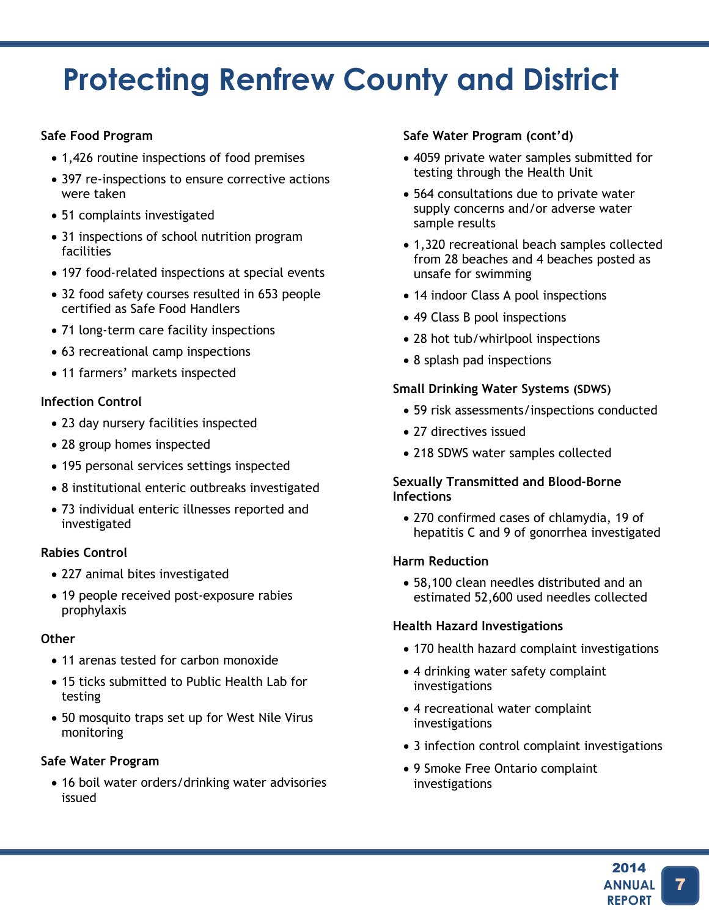# Protecting Renfrew County and District

### Safe Food Program

- 1,426 routine inspections of food premises
- 397 re-inspections to ensure corrective actions were taken
- 51 complaints investigated
- 31 inspections of school nutrition program facilities
- 197 food-related inspections at special events
- 32 food safety courses resulted in 653 people certified as Safe Food Handlers
- 71 long-term care facility inspections
- 63 recreational camp inspections
- 11 farmers' markets inspected

### Infection Control

- 23 day nursery facilities inspected
- 28 group homes inspected
- 195 personal services settings inspected
- 8 institutional enteric outbreaks investigated
- 73 individual enteric illnesses reported and investigated

### Rabies Control

- 227 animal bites investigated
- 19 people received post-exposure rabies prophylaxis

### Other

- 11 arenas tested for carbon monoxide
- 15 ticks submitted to Public Health Lab for testing
- 50 mosquito traps set up for West Nile Virus monitoring

### Safe Water Program

- 16 boil water orders/drinking water advisories issued

### Safe Water Program (cont'd)

- 4059 private water samples submitted for testing through the Health Unit
- 564 consultations due to private water supply concerns and/or adverse water sample results
- 1,320 recreational beach samples collected from 28 beaches and 4 beaches posted as unsafe for swimming
- 14 indoor Class A pool inspections
- 49 Class B pool inspections
- 28 hot tub/whirlpool inspections
- 8 splash pad inspections

### Small Drinking Water Systems (SDWS)

- 59 risk assessments/inspections conducted
- 27 directives issued
- 218 SDWS water samples collected

### Sexually Transmitted and Blood-Borne Infections

- 270 confirmed cases of chlamydia, 19 of hepatitis C and 9 of gonorrhea investigated

### Harm Reduction

- 58,100 clean needles distributed and an estimated 52,600 used needles collected

### Health Hazard Investigations

- 170 health hazard complaint investigations
- 4 drinking water safety complaint investigations
- 4 recreational water complaint investigations
- 3 infection control complaint investigations
- 9 Smoke Free Ontario complaint investigations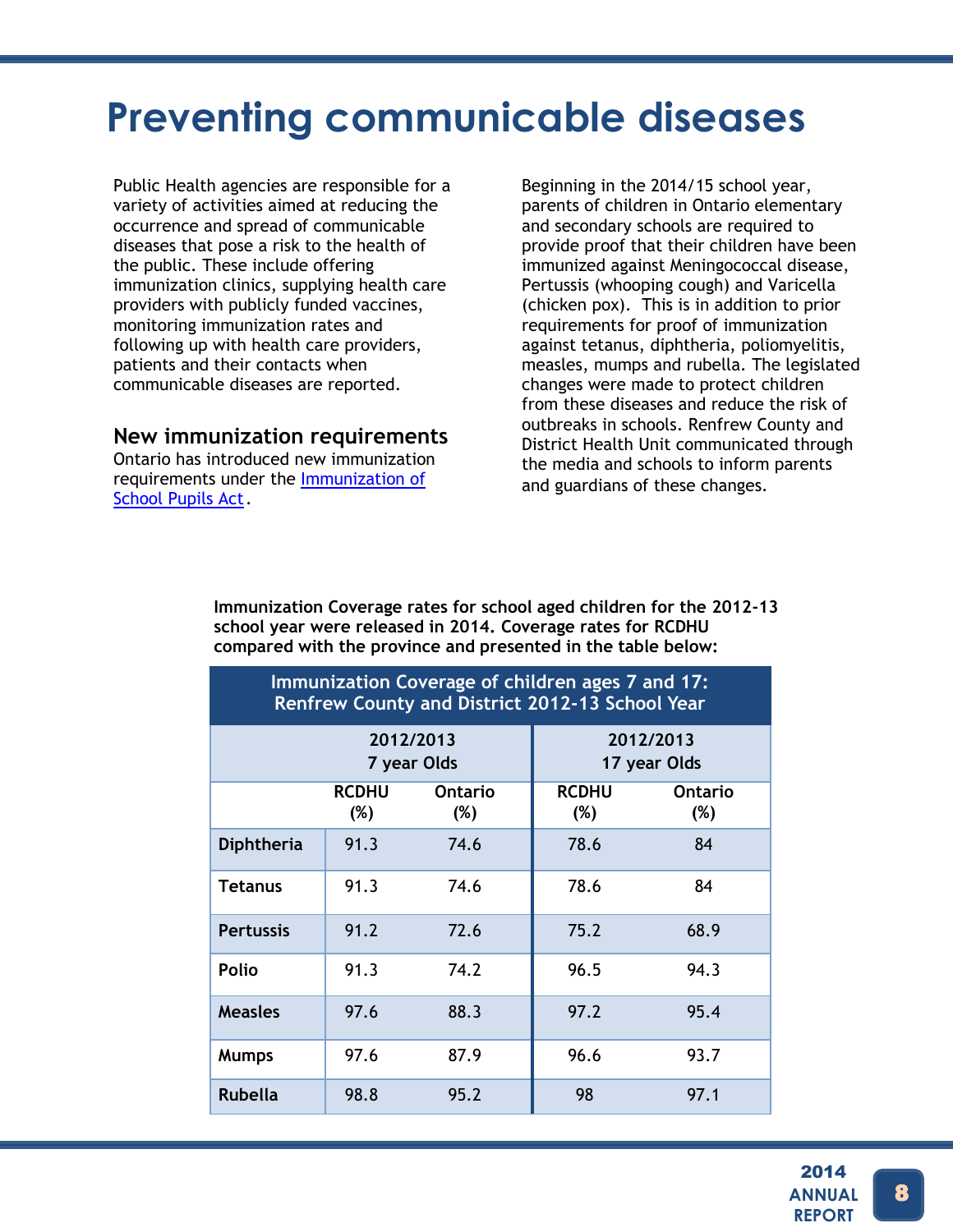# Preventing communicable diseases

Public Health agencies are responsible for a variety of activities aimed at reducing the occurrence and spread of communicable diseases that pose a risk to the health of the public. These include offering immunization clinics, supplying health care providers with publicly funded vaccines, monitoring immunization rates and following up with health care providers, patients and their contacts when communicable diseases are reported.

## New immunization requirements

Ontario has introduced new immunization requirements under the [Immunization of School Pupils Act](#).

Beginning in the 2014/15 school year, parents of children in Ontario elementary and secondary schools are required to provide proof that their children have been immunized against Meningococcal disease, Pertussis (whooping cough) and Varicella (chicken pox). This is in addition to prior requirements for proof of immunization against tetanus, diphtheria, poliomyelitis, measles, mumps and rubella. The legislated changes were made to protect children from these diseases and reduce the risk of outbreaks in schools. Renfrew County and District Health Unit communicated through the media and schools to inform parents and guardians of these changes.

**Immunization Coverage rates for school aged children for the 2012-13 school year were released in 2014. Coverage rates for RCDHU compared with the province and presented in the table below:**

**Immunization Coverage of children ages 7 and 17: Renfrew County and District 2012-13 School Year**

| | 2012/2013 7 year Olds | | 2012/2013 17 year Olds | |
|---|---|---|---|---|
| | RCDHU (%) | Ontario (%) | RCDHU (%) | Ontario (%) |
| **Diphtheria** | 91.3 | 74.6 | 78.6 | 84 |
| **Tetanus** | 91.3 | 74.6 | 78.6 | 84 |
| **Pertussis** | 91.2 | 72.6 | 75.2 | 68.9 |
| **Polio** | 91.3 | 74.2 | 96.5 | 94.3 |
| **Measles** | 97.6 | 88.3 | 97.2 | 95.4 |
| **Mumps** | 97.6 | 87.9 | 96.6 | 93.7 |
| **Rubella** | 98.8 | 95.2 | 98 | 97.1 |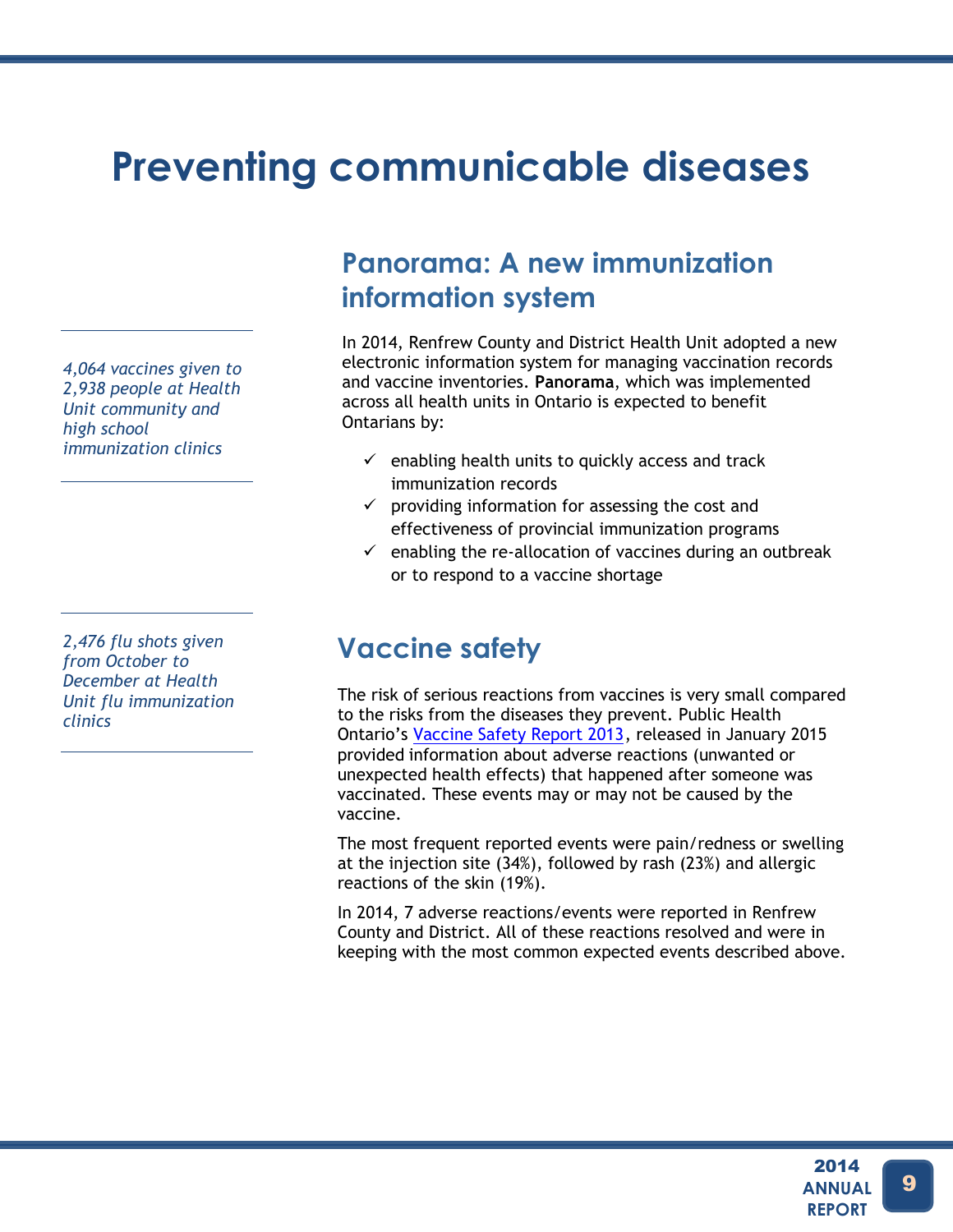# Preventing communicable diseases

*4,064 vaccines given to 2,938 people at Health Unit community and high school immunization clinics*

## Panorama: A new immunization information system

In 2014, Renfrew County and District Health Unit adopted a new electronic information system for managing vaccination records and vaccine inventories. **Panorama**, which was implemented across all health units in Ontario is expected to benefit Ontarians by:

- ✓ enabling health units to quickly access and track immunization records
- ✓ providing information for assessing the cost and effectiveness of provincial immunization programs
- ✓ enabling the re-allocation of vaccines during an outbreak or to respond to a vaccine shortage

*2,476 flu shots given from October to December at Health Unit flu immunization clinics*

## Vaccine safety

The risk of serious reactions from vaccines is very small compared to the risks from the diseases they prevent. Public Health Ontario's Vaccine Safety Report 2013, released in January 2015 provided information about adverse reactions (unwanted or unexpected health effects) that happened after someone was vaccinated. These events may or may not be caused by the vaccine.

The most frequent reported events were pain/redness or swelling at the injection site (34%), followed by rash (23%) and allergic reactions of the skin (19%).

In 2014, 7 adverse reactions/events were reported in Renfrew County and District. All of these reactions resolved and were in keeping with the most common expected events described above.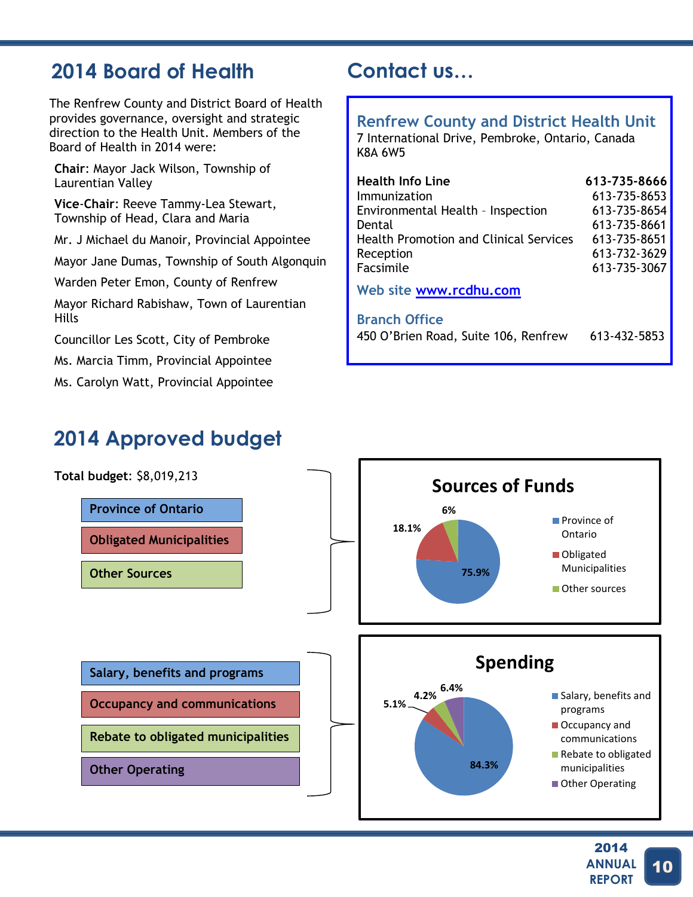## 2014 Board of Health

The Renfrew County and District Board of Health provides governance, oversight and strategic direction to the Health Unit. Members of the Board of Health in 2014 were:

**Chair**: Mayor Jack Wilson, Township of Laurentian Valley

**Vice-Chair**: Reeve Tammy-Lea Stewart, Township of Head, Clara and Maria

Mr. J Michael du Manoir, Provincial Appointee

Mayor Jane Dumas, Township of South Algonquin

Warden Peter Emon, County of Renfrew

Mayor Richard Rabishaw, Town of Laurentian Hills

Councillor Les Scott, City of Pembroke

Ms. Marcia Timm, Provincial Appointee

Ms. Carolyn Watt, Provincial Appointee

## Contact us…

### Renfrew County and District Health Unit

7 International Drive, Pembroke, Ontario, Canada
K8A 6W5

| | |
|---|---|
| **Health Info Line** | **613-735-8666** |
| Immunization | 613-735-8653 |
| Environmental Health – Inspection | 613-735-8654 |
| Dental | 613-735-8661 |
| Health Promotion and Clinical Services | 613-735-8651 |
| Reception | 613-732-3629 |
| Facsimile | 613-735-3067 |

Web site www.rcdhu.com

**Branch Office**
450 O'Brien Road, Suite 106, Renfrew 613-432-5853

## 2014 Approved budget

**Total budget**: $8,019,213

- Province of Ontario
- Obligated Municipalities
- Other Sources

### Sources of Funds

| Source | Percentage |
|---|---|
| Province of Ontario | 75.9% |
| Obligated Municipalities | 18.1% |
| Other sources | 6% |

- Salary, benefits and programs
- Occupancy and communications
- Rebate to obligated municipalities
- Other Operating

### Spending

| Category | Percentage |
|---|---|
| Salary, benefits and programs | 84.3% |
| Occupancy and communications | 5.1% |
| Rebate to obligated municipalities | 4.2% |
| Other Operating | 6.4% |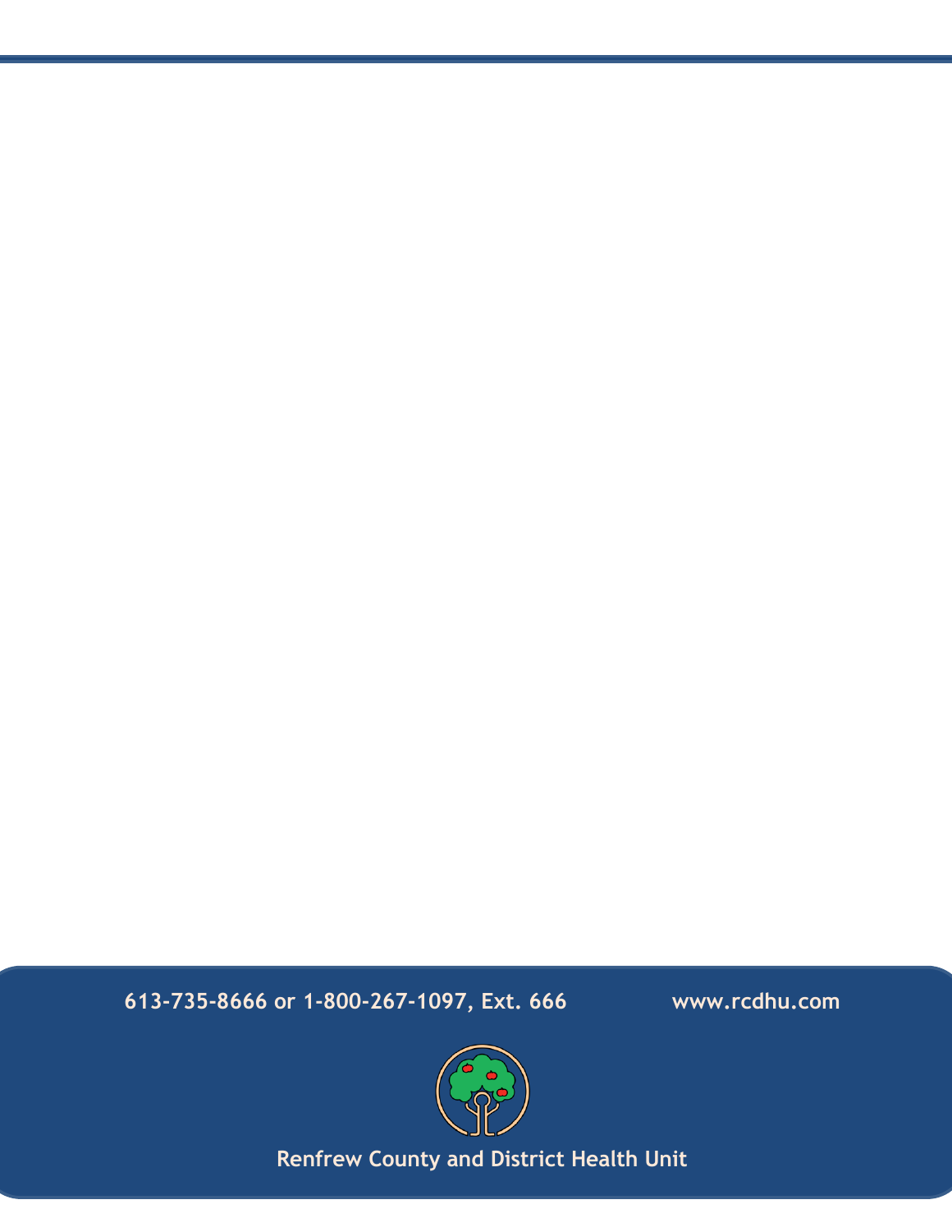613-735-8666 or 1-800-267-1097, Ext. 666

www.rcdhu.com

Renfrew County and District Health Unit